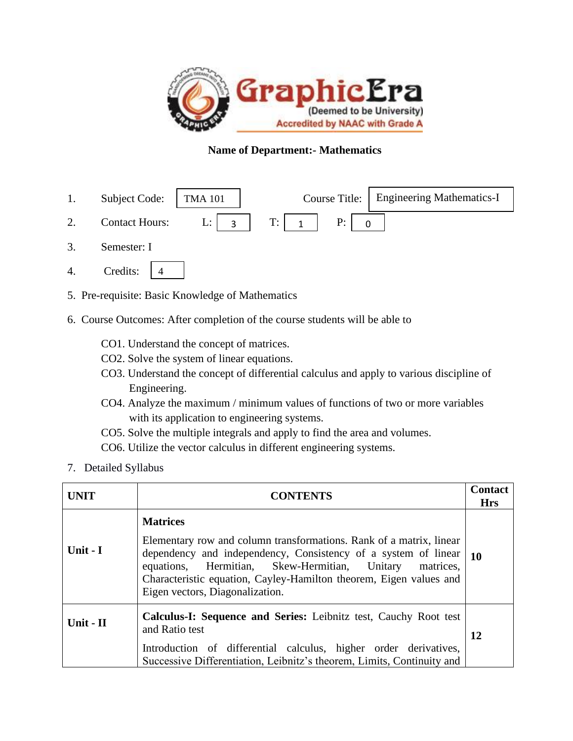**Name of Department:- Mathematics**

1. Subject Code: TMA 101 Course Title: Engineering Mathematics-I
2. Contact Hours: L: 3 T: 1 P: 0
3. Semester: I
4. Credits: 4
5. Pre-requisite: Basic Knowledge of Mathematics
6. Course Outcomes: After completion of the course students will be able to

   CO1. Understand the concept of matrices.
   CO2. Solve the system of linear equations.
   CO3. Understand the concept of differential calculus and apply to various discipline of Engineering.
   CO4. Analyze the maximum / minimum values of functions of two or more variables with its application to engineering systems.
   CO5. Solve the multiple integrals and apply to find the area and volumes.
   CO6. Utilize the vector calculus in different engineering systems.

7. Detailed Syllabus

| UNIT | CONTENTS | Contact Hrs |
|---|---|---|
| **Unit - I** | **Matrices**<br>Elementary row and column transformations. Rank of a matrix, linear dependency and independency, Consistency of a system of linear equations, Hermitian, Skew-Hermitian, Unitary matrices, Characteristic equation, Cayley-Hamilton theorem, Eigen values and Eigen vectors, Diagonalization. | **10** |
| **Unit - II** | **Calculus-I: Sequence and Series:** Leibnitz test, Cauchy Root test and Ratio test<br>Introduction of differential calculus, higher order derivatives, Successive Differentiation, Leibnitz's theorem, Limits, Continuity and | **12** |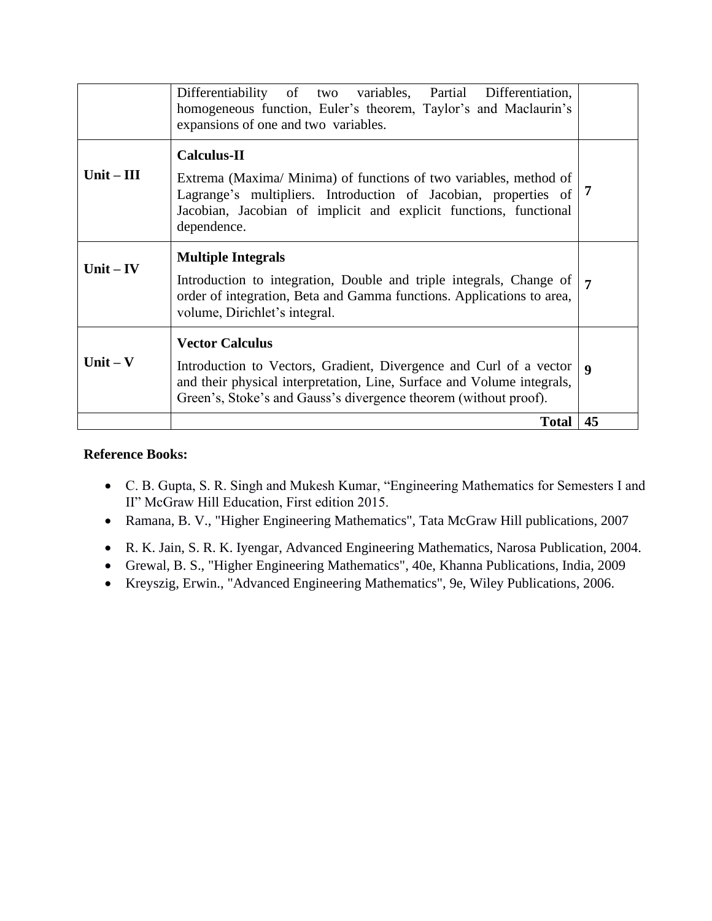| | | |
|---|---|---|
| | Differentiability of two variables, Partial Differentiation, homogeneous function, Euler's theorem, Taylor's and Maclaurin's expansions of one and two variables. | |
| **Unit – III** | **Calculus-II**<br><br>Extrema (Maxima/ Minima) of functions of two variables, method of Lagrange's multipliers. Introduction of Jacobian, properties of Jacobian, Jacobian of implicit and explicit functions, functional dependence. | **7** |
| **Unit – IV** | **Multiple Integrals**<br><br>Introduction to integration, Double and triple integrals, Change of order of integration, Beta and Gamma functions. Applications to area, volume, Dirichlet's integral. | **7** |
| **Unit – V** | **Vector Calculus**<br><br>Introduction to Vectors, Gradient, Divergence and Curl of a vector and their physical interpretation, Line, Surface and Volume integrals, Green's, Stoke's and Gauss's divergence theorem (without proof). | **9** |
| | **Total** | **45** |

**Reference Books:**

- C. B. Gupta, S. R. Singh and Mukesh Kumar, "Engineering Mathematics for Semesters I and II" McGraw Hill Education, First edition 2015.
- Ramana, B. V., "Higher Engineering Mathematics", Tata McGraw Hill publications, 2007
- R. K. Jain, S. R. K. Iyengar, Advanced Engineering Mathematics, Narosa Publication, 2004.
- Grewal, B. S., "Higher Engineering Mathematics", 40e, Khanna Publications, India, 2009
- Kreyszig, Erwin., "Advanced Engineering Mathematics", 9e, Wiley Publications, 2006.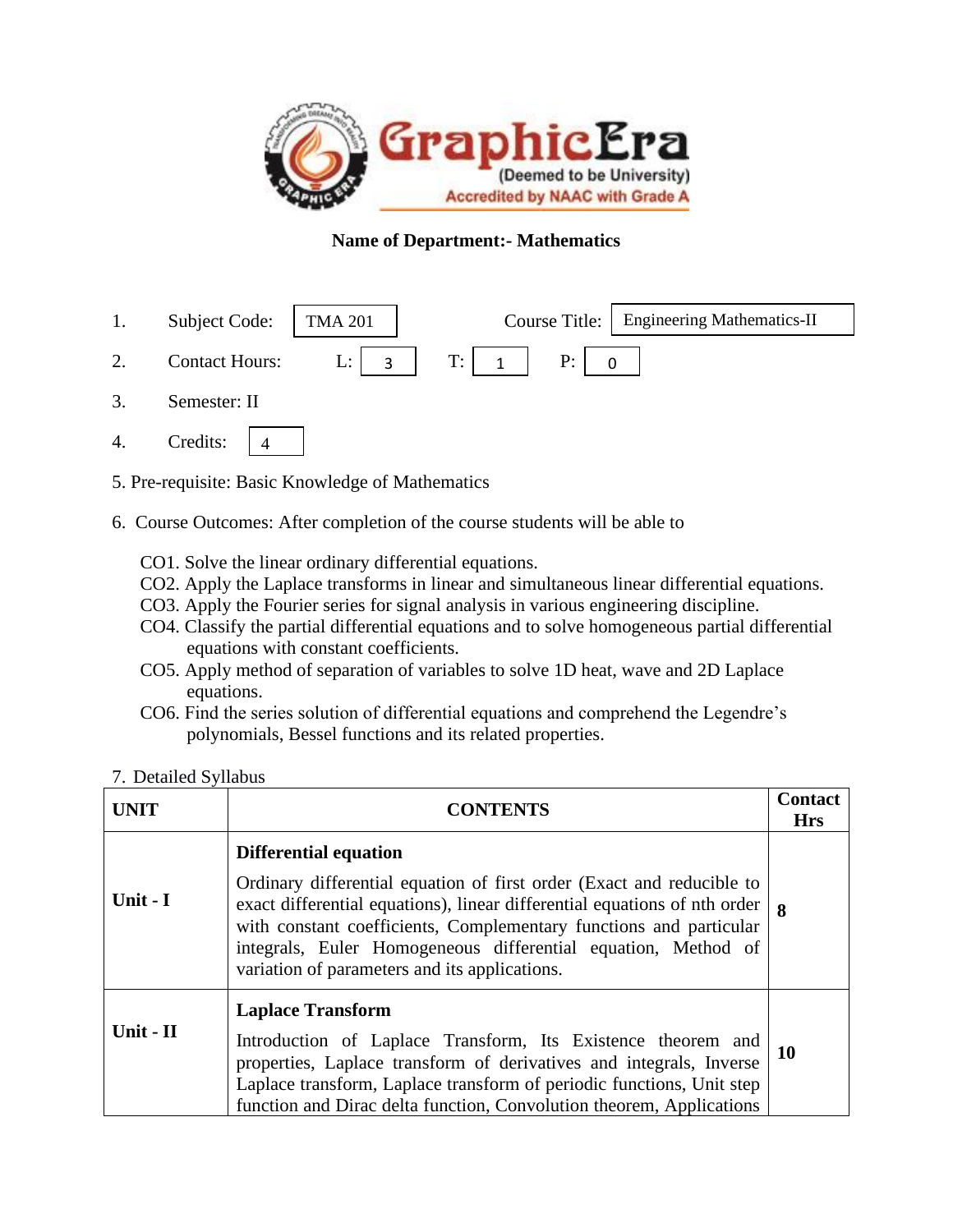**Name of Department:- Mathematics**

1. Subject Code: TMA 201 Course Title: Engineering Mathematics-II
2. Contact Hours: L: 3 T: 1 P: 0
3. Semester: II
4. Credits: 4

5. Pre-requisite: Basic Knowledge of Mathematics

6. Course Outcomes: After completion of the course students will be able to

   CO1. Solve the linear ordinary differential equations.
   CO2. Apply the Laplace transforms in linear and simultaneous linear differential equations.
   CO3. Apply the Fourier series for signal analysis in various engineering discipline.
   CO4. Classify the partial differential equations and to solve homogeneous partial differential equations with constant coefficients.
   CO5. Apply method of separation of variables to solve 1D heat, wave and 2D Laplace equations.
   CO6. Find the series solution of differential equations and comprehend the Legendre's polynomials, Bessel functions and its related properties.

7. Detailed Syllabus

| UNIT | CONTENTS | Contact Hrs |
|---|---|---|
| **Unit - I** | **Differential equation**<br>Ordinary differential equation of first order (Exact and reducible to exact differential equations), linear differential equations of nth order with constant coefficients, Complementary functions and particular integrals, Euler Homogeneous differential equation, Method of variation of parameters and its applications. | **8** |
| **Unit - II** | **Laplace Transform**<br>Introduction of Laplace Transform, Its Existence theorem and properties, Laplace transform of derivatives and integrals, Inverse Laplace transform, Laplace transform of periodic functions, Unit step function and Dirac delta function, Convolution theorem, Applications | **10** |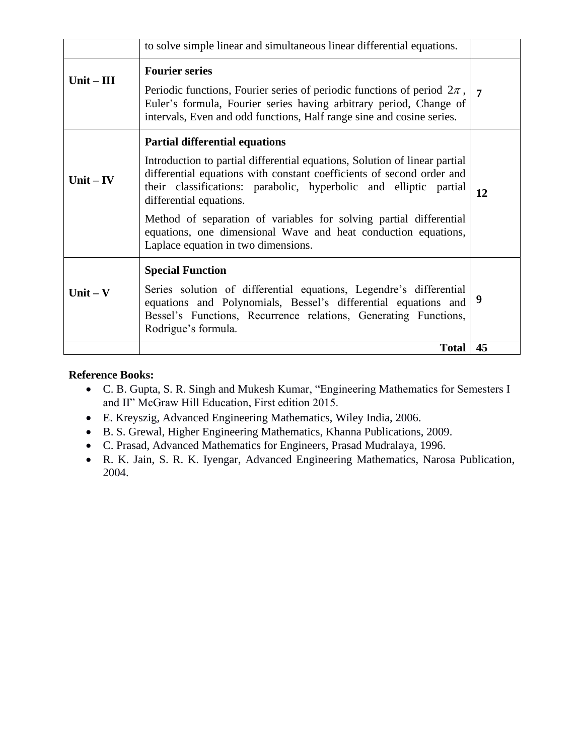|  |  |  |
|---|---|---|
|  | to solve simple linear and simultaneous linear differential equations. |  |
| **Unit – III** | **Fourier series**<br><br>Periodic functions, Fourier series of periodic functions of period $2\pi$, Euler's formula, Fourier series having arbitrary period, Change of intervals, Even and odd functions, Half range sine and cosine series. | **7** |
| **Unit – IV** | **Partial differential equations**<br><br>Introduction to partial differential equations, Solution of linear partial differential equations with constant coefficients of second order and their classifications: parabolic, hyperbolic and elliptic partial differential equations.<br><br>Method of separation of variables for solving partial differential equations, one dimensional Wave and heat conduction equations, Laplace equation in two dimensions. | **12** |
| **Unit – V** | **Special Function**<br><br>Series solution of differential equations, Legendre's differential equations and Polynomials, Bessel's differential equations and Bessel's Functions, Recurrence relations, Generating Functions, Rodrigue's formula. | **9** |
|  | **Total** | **45** |

**Reference Books:**

- C. B. Gupta, S. R. Singh and Mukesh Kumar, "Engineering Mathematics for Semesters I and II" McGraw Hill Education, First edition 2015.
- E. Kreyszig, Advanced Engineering Mathematics, Wiley India, 2006.
- B. S. Grewal, Higher Engineering Mathematics, Khanna Publications, 2009.
- C. Prasad, Advanced Mathematics for Engineers, Prasad Mudralaya, 1996.
- R. K. Jain, S. R. K. Iyengar, Advanced Engineering Mathematics, Narosa Publication, 2004.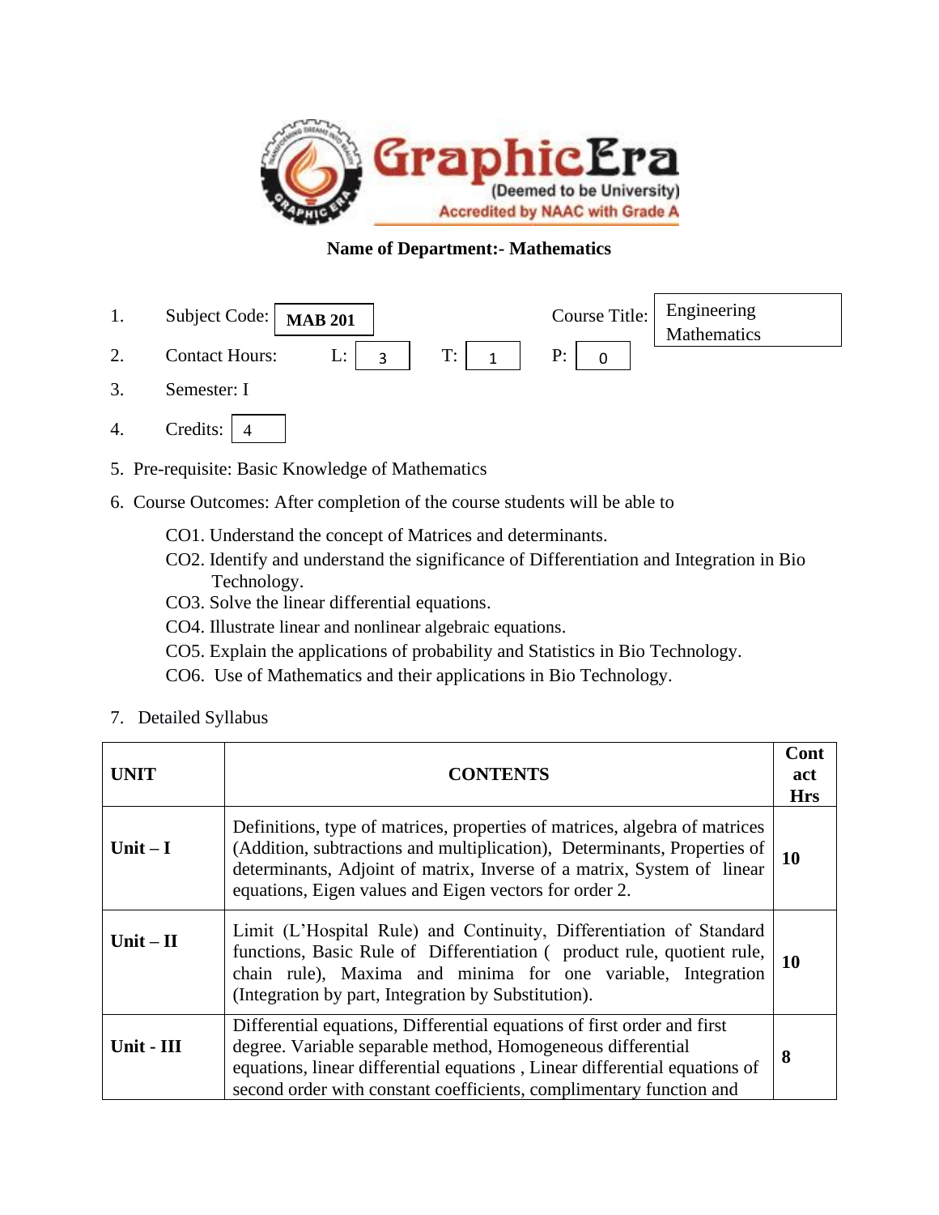**Name of Department:- Mathematics**

1. Subject Code: **MAB 201** Course Title: Engineering Mathematics
2. Contact Hours: L: 3 T: 1 P: 0
3. Semester: I
4. Credits: 4

5. Pre-requisite: Basic Knowledge of Mathematics
6. Course Outcomes: After completion of the course students will be able to

   CO1. Understand the concept of Matrices and determinants.
   CO2. Identify and understand the significance of Differentiation and Integration in Bio Technology.
   CO3. Solve the linear differential equations.
   CO4. Illustrate linear and nonlinear algebraic equations.
   CO5. Explain the applications of probability and Statistics in Bio Technology.
   CO6. Use of Mathematics and their applications in Bio Technology.

7. Detailed Syllabus

| UNIT | CONTENTS | Contact Hrs |
|---|---|---|
| **Unit – I** | Definitions, type of matrices, properties of matrices, algebra of matrices (Addition, subtractions and multiplication), Determinants, Properties of determinants, Adjoint of matrix, Inverse of a matrix, System of linear equations, Eigen values and Eigen vectors for order 2. | **10** |
| **Unit – II** | Limit (L'Hospital Rule) and Continuity, Differentiation of Standard functions, Basic Rule of Differentiation ( product rule, quotient rule, chain rule), Maxima and minima for one variable, Integration (Integration by part, Integration by Substitution). | **10** |
| **Unit - III** | Differential equations, Differential equations of first order and first degree. Variable separable method, Homogeneous differential equations, linear differential equations , Linear differential equations of second order with constant coefficients, complimentary function and | **8** |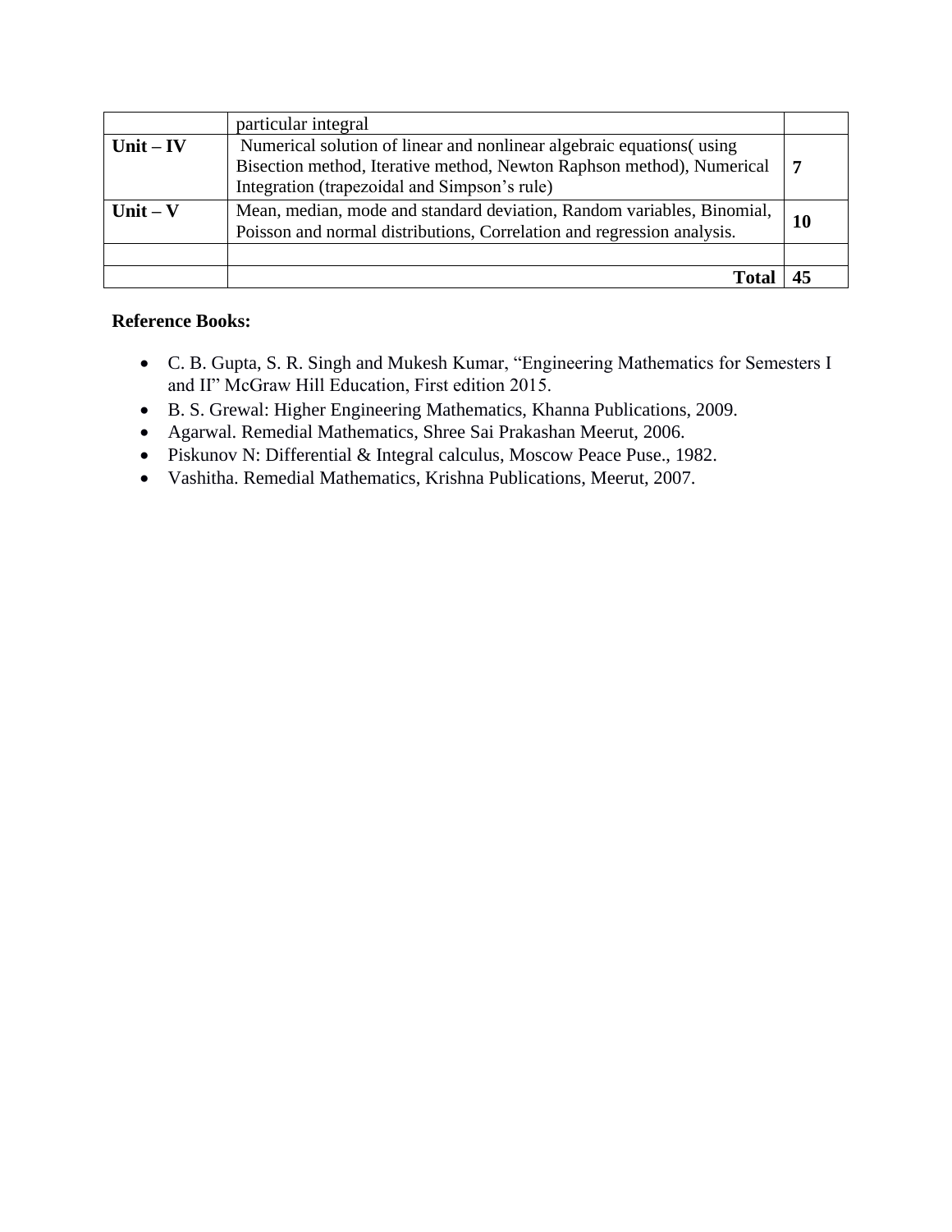| | | |
|---|---|---|
| | particular integral | |
| **Unit – IV** | Numerical solution of linear and nonlinear algebraic equations( using Bisection method, Iterative method, Newton Raphson method), Numerical Integration (trapezoidal and Simpson's rule) | **7** |
| **Unit – V** | Mean, median, mode and standard deviation, Random variables, Binomial, Poisson and normal distributions, Correlation and regression analysis. | **10** |
| | | |
| | **Total** | **45** |

**Reference Books:**

- C. B. Gupta, S. R. Singh and Mukesh Kumar, "Engineering Mathematics for Semesters I and II" McGraw Hill Education, First edition 2015.
- B. S. Grewal: Higher Engineering Mathematics, Khanna Publications, 2009.
- Agarwal. Remedial Mathematics, Shree Sai Prakashan Meerut, 2006.
- Piskunov N: Differential & Integral calculus, Moscow Peace Puse., 1982.
- Vashitha. Remedial Mathematics, Krishna Publications, Meerut, 2007.